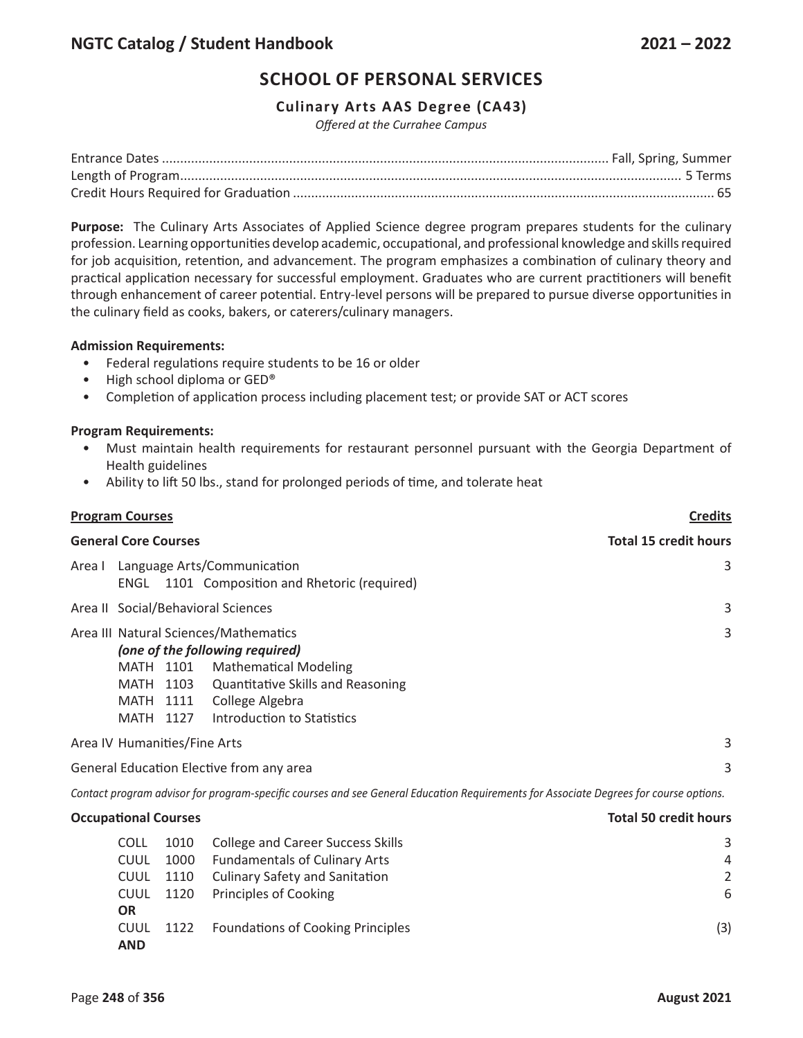# SCHOOL OF PERSONAL SERVICES

## Culinary Arts AAS Degree (CA43)

*Offered at the Currahee Campus*

| | |
|---|---|
| Entrance Dates | Fall, Spring, Summer |
| Length of Program | 5 Terms |
| Credit Hours Required for Graduation | 65 |

**Purpose:** The Culinary Arts Associates of Applied Science degree program prepares students for the culinary profession. Learning opportunities develop academic, occupational, and professional knowledge and skills required for job acquisition, retention, and advancement. The program emphasizes a combination of culinary theory and practical application necessary for successful employment. Graduates who are current practitioners will benefit through enhancement of career potential. Entry-level persons will be prepared to pursue diverse opportunities in the culinary field as cooks, bakers, or caterers/culinary managers.

**Admission Requirements:**

- Federal regulations require students to be 16 or older
- High school diploma or GED®
- Completion of application process including placement test; or provide SAT or ACT scores

**Program Requirements:**

- Must maintain health requirements for restaurant personnel pursuant with the Georgia Department of Health guidelines
- Ability to lift 50 lbs., stand for prolonged periods of time, and tolerate heat

| **Program Courses** | **Credits** |
|---|---|
| **General Core Courses** | **Total 15 credit hours** |
| Area I Language Arts/Communication<br>ENGL 1101 Composition and Rhetoric (required) | 3 |
| Area II Social/Behavioral Sciences | 3 |
| Area III Natural Sciences/Mathematics<br>***(one of the following required)***<br>MATH 1101 Mathematical Modeling<br>MATH 1103 Quantitative Skills and Reasoning<br>MATH 1111 College Algebra<br>MATH 1127 Introduction to Statistics | 3 |
| Area IV Humanities/Fine Arts | 3 |
| General Education Elective from any area | 3 |

*Contact program advisor for program-specific courses and see General Education Requirements for Associate Degrees for course options.*

| **Occupational Courses** | | | **Total 50 credit hours** |
|---|---|---|---|
| COLL | 1010 | College and Career Success Skills | 3 |
| CUUL | 1000 | Fundamentals of Culinary Arts | 4 |
| CUUL | 1110 | Culinary Safety and Sanitation | 2 |
| CUUL | 1120 | Principles of Cooking | 6 |
| **OR** | | | |
| CUUL | 1122 | Foundations of Cooking Principles | (3) |
| **AND** | | | |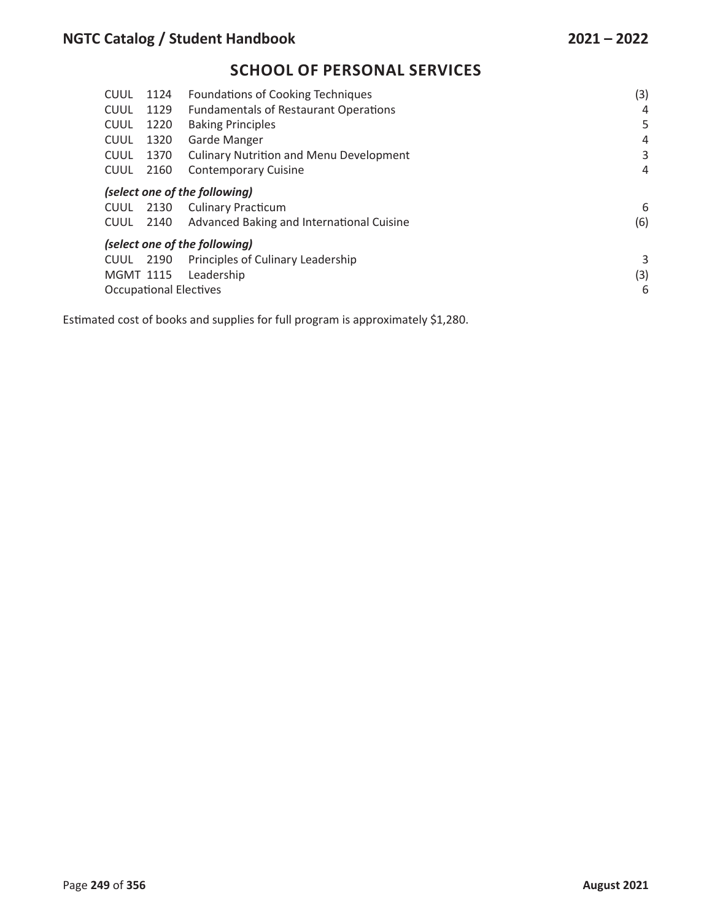## SCHOOL OF PERSONAL SERVICES

| | | | |
|---|---|---|---|
| CUUL | 1124 | Foundations of Cooking Techniques | (3) |
| CUUL | 1129 | Fundamentals of Restaurant Operations | 4 |
| CUUL | 1220 | Baking Principles | 5 |
| CUUL | 1320 | Garde Manger | 4 |
| CUUL | 1370 | Culinary Nutrition and Menu Development | 3 |
| CUUL | 2160 | Contemporary Cuisine | 4 |
| ***(select one of the following)*** | | | |
| CUUL | 2130 | Culinary Practicum | 6 |
| CUUL | 2140 | Advanced Baking and International Cuisine | (6) |
| ***(select one of the following)*** | | | |
| CUUL | 2190 | Principles of Culinary Leadership | 3 |
| MGMT | 1115 | Leadership | (3) |
| Occupational Electives | | | 6 |

Estimated cost of books and supplies for full program is approximately $1,280.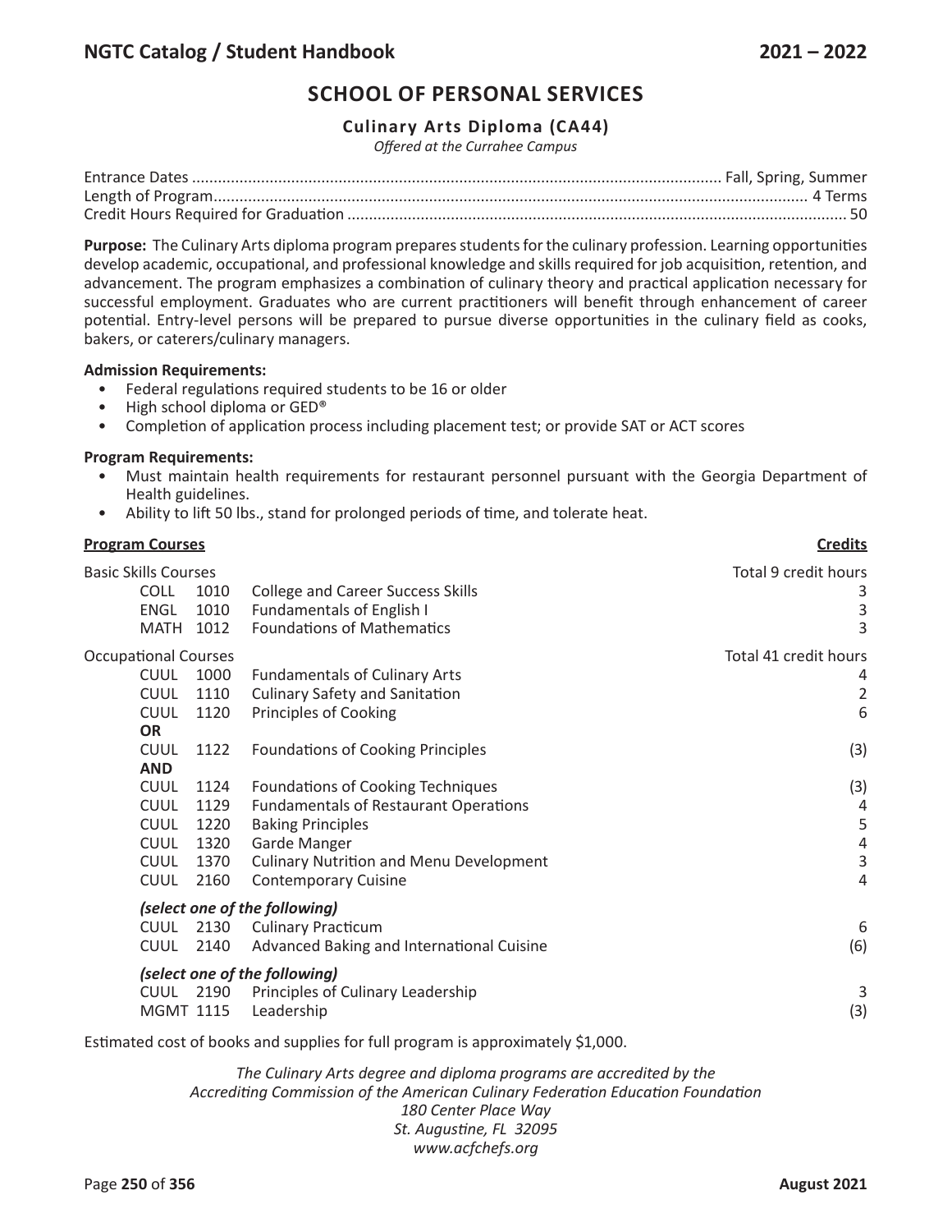# SCHOOL OF PERSONAL SERVICES

### Culinary Arts Diploma (CA44)

*Offered at the Currahee Campus*

Entrance Dates .......................................... Fall, Spring, Summer
Length of Program .......................................... 4 Terms
Credit Hours Required for Graduation .......................................... 50

**Purpose:** The Culinary Arts diploma program prepares students for the culinary profession. Learning opportunities develop academic, occupational, and professional knowledge and skills required for job acquisition, retention, and advancement. The program emphasizes a combination of culinary theory and practical application necessary for successful employment. Graduates who are current practitioners will benefit through enhancement of career potential. Entry-level persons will be prepared to pursue diverse opportunities in the culinary field as cooks, bakers, or caterers/culinary managers.

**Admission Requirements:**

- Federal regulations required students to be 16 or older
- High school diploma or GED®
- Completion of application process including placement test; or provide SAT or ACT scores

**Program Requirements:**

- Must maintain health requirements for restaurant personnel pursuant with the Georgia Department of Health guidelines.
- Ability to lift 50 lbs., stand for prolonged periods of time, and tolerate heat.

| **Program Courses** | | | **Credits** |
|---|---|---|---|
| Basic Skills Courses | | | Total 9 credit hours |
| COLL | 1010 | College and Career Success Skills | 3 |
| ENGL | 1010 | Fundamentals of English I | 3 |
| MATH | 1012 | Foundations of Mathematics | 3 |
| Occupational Courses | | | Total 41 credit hours |
| CUUL | 1000 | Fundamentals of Culinary Arts | 4 |
| CUUL | 1110 | Culinary Safety and Sanitation | 2 |
| CUUL | 1120 | Principles of Cooking | 6 |
| **OR** | | | |
| CUUL | 1122 | Foundations of Cooking Principles | (3) |
| **AND** | | | |
| CUUL | 1124 | Foundations of Cooking Techniques | (3) |
| CUUL | 1129 | Fundamentals of Restaurant Operations | 4 |
| CUUL | 1220 | Baking Principles | 5 |
| CUUL | 1320 | Garde Manger | 4 |
| CUUL | 1370 | Culinary Nutrition and Menu Development | 3 |
| CUUL | 2160 | Contemporary Cuisine | 4 |
| ***(select one of the following)*** | | | |
| CUUL | 2130 | Culinary Practicum | 6 |
| CUUL | 2140 | Advanced Baking and International Cuisine | (6) |
| ***(select one of the following)*** | | | |
| CUUL | 2190 | Principles of Culinary Leadership | 3 |
| MGMT | 1115 | Leadership | (3) |

Estimated cost of books and supplies for full program is approximately $1,000.

*The Culinary Arts degree and diploma programs are accredited by the*
*Accrediting Commission of the American Culinary Federation Education Foundation*
*180 Center Place Way*
*St. Augustine, FL 32095*
*www.acfchefs.org*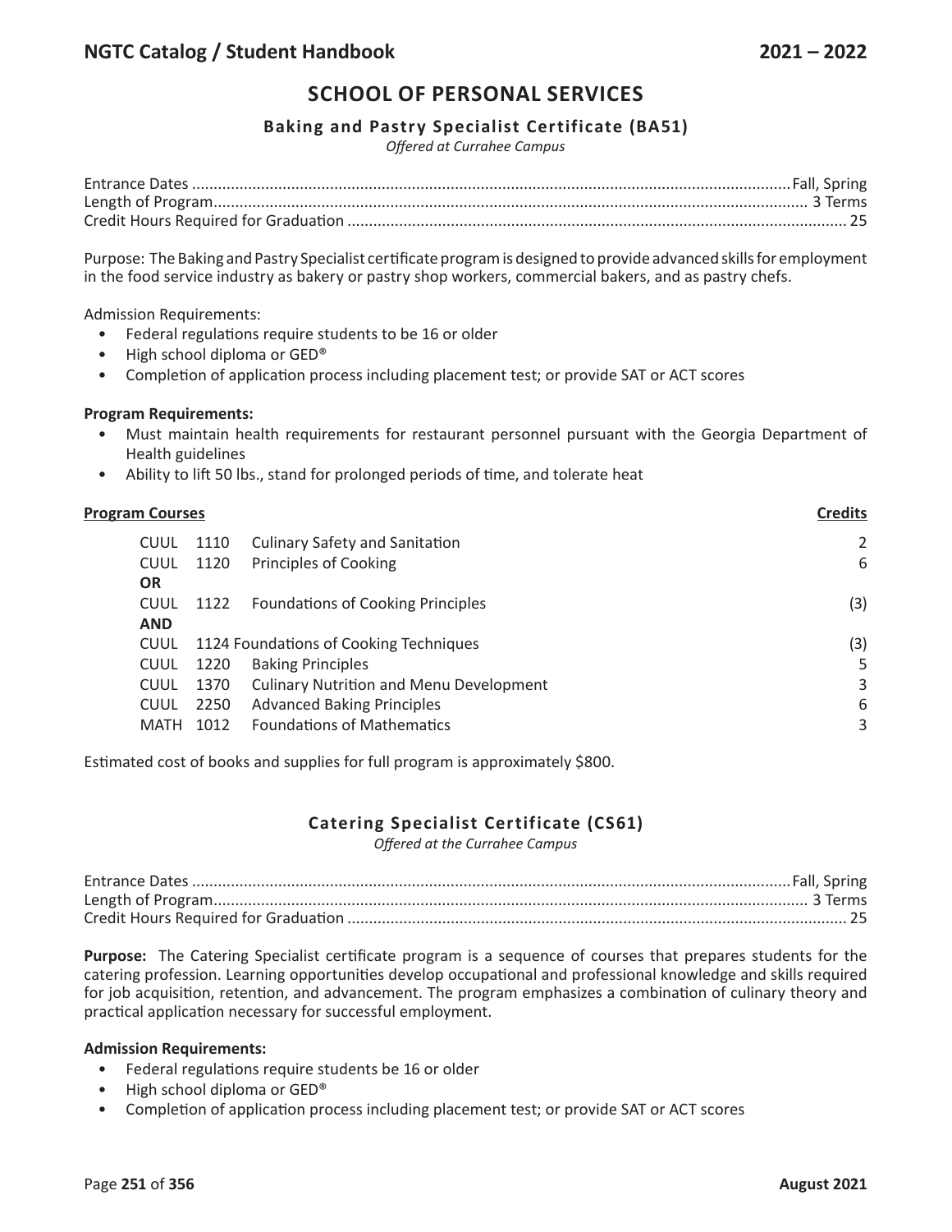## SCHOOL OF PERSONAL SERVICES

### Baking and Pastry Specialist Certificate (BA51)

*Offered at Currahee Campus*

Entrance Dates ............................................ Fall, Spring
Length of Program ............................................ 3 Terms
Credit Hours Required for Graduation ............................................ 25

Purpose: The Baking and Pastry Specialist certificate program is designed to provide advanced skills for employment in the food service industry as bakery or pastry shop workers, commercial bakers, and as pastry chefs.

Admission Requirements:

- Federal regulations require students to be 16 or older
- High school diploma or GED®
- Completion of application process including placement test; or provide SAT or ACT scores

**Program Requirements:**

- Must maintain health requirements for restaurant personnel pursuant with the Georgia Department of Health guidelines
- Ability to lift 50 lbs., stand for prolonged periods of time, and tolerate heat

| **Program Courses** | | | **Credits** |
|---|---|---|---|
| CUUL | 1110 | Culinary Safety and Sanitation | 2 |
| CUUL | 1120 | Principles of Cooking | 6 |
| **OR** | | | |
| CUUL | 1122 | Foundations of Cooking Principles | (3) |
| **AND** | | | |
| CUUL | 1124 | Foundations of Cooking Techniques | (3) |
| CUUL | 1220 | Baking Principles | 5 |
| CUUL | 1370 | Culinary Nutrition and Menu Development | 3 |
| CUUL | 2250 | Advanced Baking Principles | 6 |
| MATH | 1012 | Foundations of Mathematics | 3 |

Estimated cost of books and supplies for full program is approximately $800.

### Catering Specialist Certificate (CS61)

*Offered at the Currahee Campus*

Entrance Dates ............................................ Fall, Spring
Length of Program ............................................ 3 Terms
Credit Hours Required for Graduation ............................................ 25

**Purpose:** The Catering Specialist certificate program is a sequence of courses that prepares students for the catering profession. Learning opportunities develop occupational and professional knowledge and skills required for job acquisition, retention, and advancement. The program emphasizes a combination of culinary theory and practical application necessary for successful employment.

**Admission Requirements:**

- Federal regulations require students be 16 or older
- High school diploma or GED®
- Completion of application process including placement test; or provide SAT or ACT scores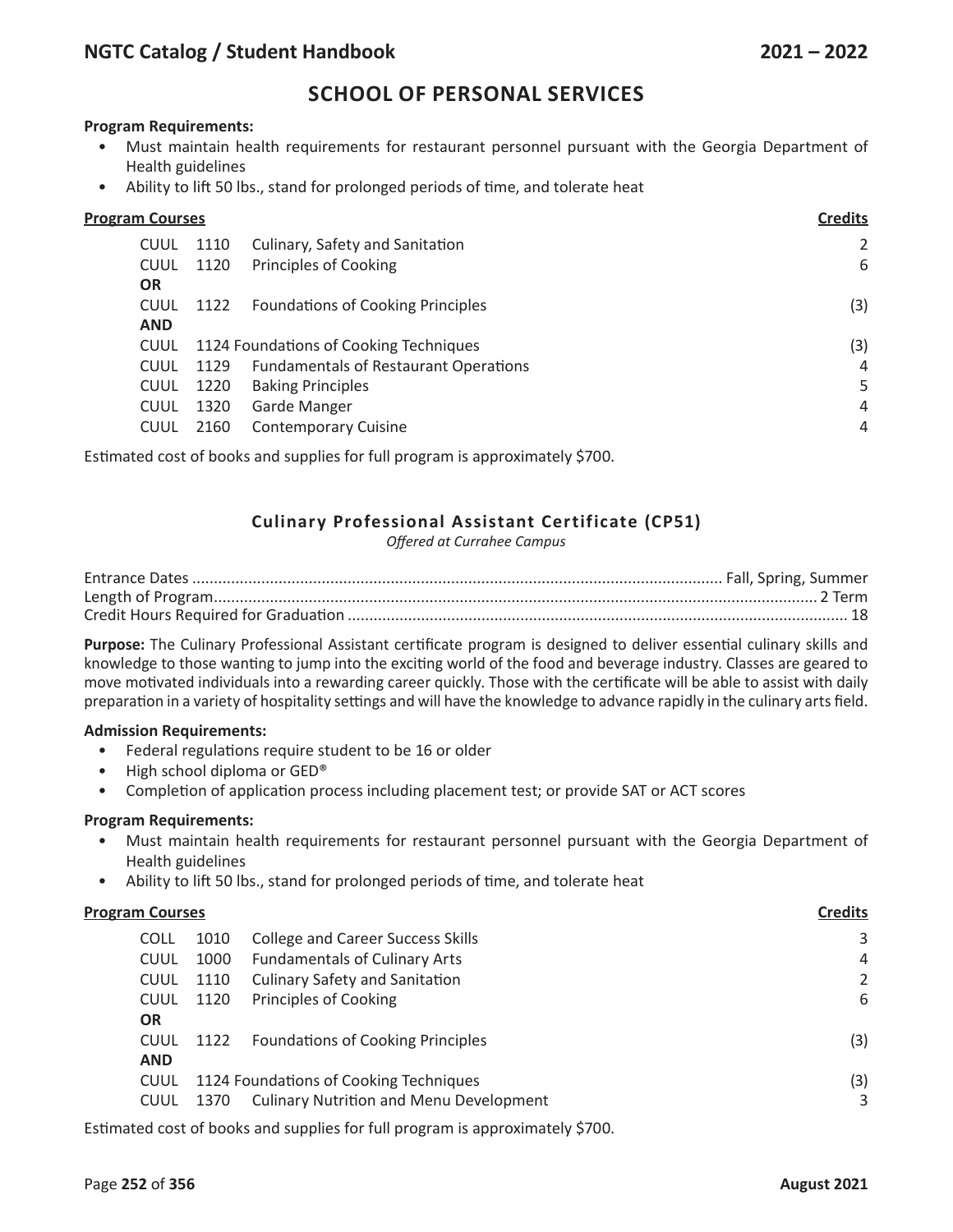## SCHOOL OF PERSONAL SERVICES

**Program Requirements:**

- Must maintain health requirements for restaurant personnel pursuant with the Georgia Department of Health guidelines
- Ability to lift 50 lbs., stand for prolonged periods of time, and tolerate heat

| **Program Courses** | | | **Credits** |
|---|---|---|---|
| CUUL | 1110 | Culinary, Safety and Sanitation | 2 |
| CUUL | 1120 | Principles of Cooking | 6 |
| **OR** | | | |
| CUUL | 1122 | Foundations of Cooking Principles | (3) |
| **AND** | | | |
| CUUL | 1124 | Foundations of Cooking Techniques | (3) |
| CUUL | 1129 | Fundamentals of Restaurant Operations | 4 |
| CUUL | 1220 | Baking Principles | 5 |
| CUUL | 1320 | Garde Manger | 4 |
| CUUL | 2160 | Contemporary Cuisine | 4 |

Estimated cost of books and supplies for full program is approximately $700.

### Culinary Professional Assistant Certificate (CP51)

*Offered at Currahee Campus*

Entrance Dates .......... Fall, Spring, Summer
Length of Program .......... 2 Term
Credit Hours Required for Graduation .......... 18

**Purpose:** The Culinary Professional Assistant certificate program is designed to deliver essential culinary skills and knowledge to those wanting to jump into the exciting world of the food and beverage industry. Classes are geared to move motivated individuals into a rewarding career quickly. Those with the certificate will be able to assist with daily preparation in a variety of hospitality settings and will have the knowledge to advance rapidly in the culinary arts field.

**Admission Requirements:**

- Federal regulations require student to be 16 or older
- High school diploma or GED®
- Completion of application process including placement test; or provide SAT or ACT scores

**Program Requirements:**

- Must maintain health requirements for restaurant personnel pursuant with the Georgia Department of Health guidelines
- Ability to lift 50 lbs., stand for prolonged periods of time, and tolerate heat

| **Program Courses** | | | **Credits** |
|---|---|---|---|
| COLL | 1010 | College and Career Success Skills | 3 |
| CUUL | 1000 | Fundamentals of Culinary Arts | 4 |
| CUUL | 1110 | Culinary Safety and Sanitation | 2 |
| CUUL | 1120 | Principles of Cooking | 6 |
| **OR** | | | |
| CUUL | 1122 | Foundations of Cooking Principles | (3) |
| **AND** | | | |
| CUUL | 1124 | Foundations of Cooking Techniques | (3) |
| CUUL | 1370 | Culinary Nutrition and Menu Development | 3 |

Estimated cost of books and supplies for full program is approximately $700.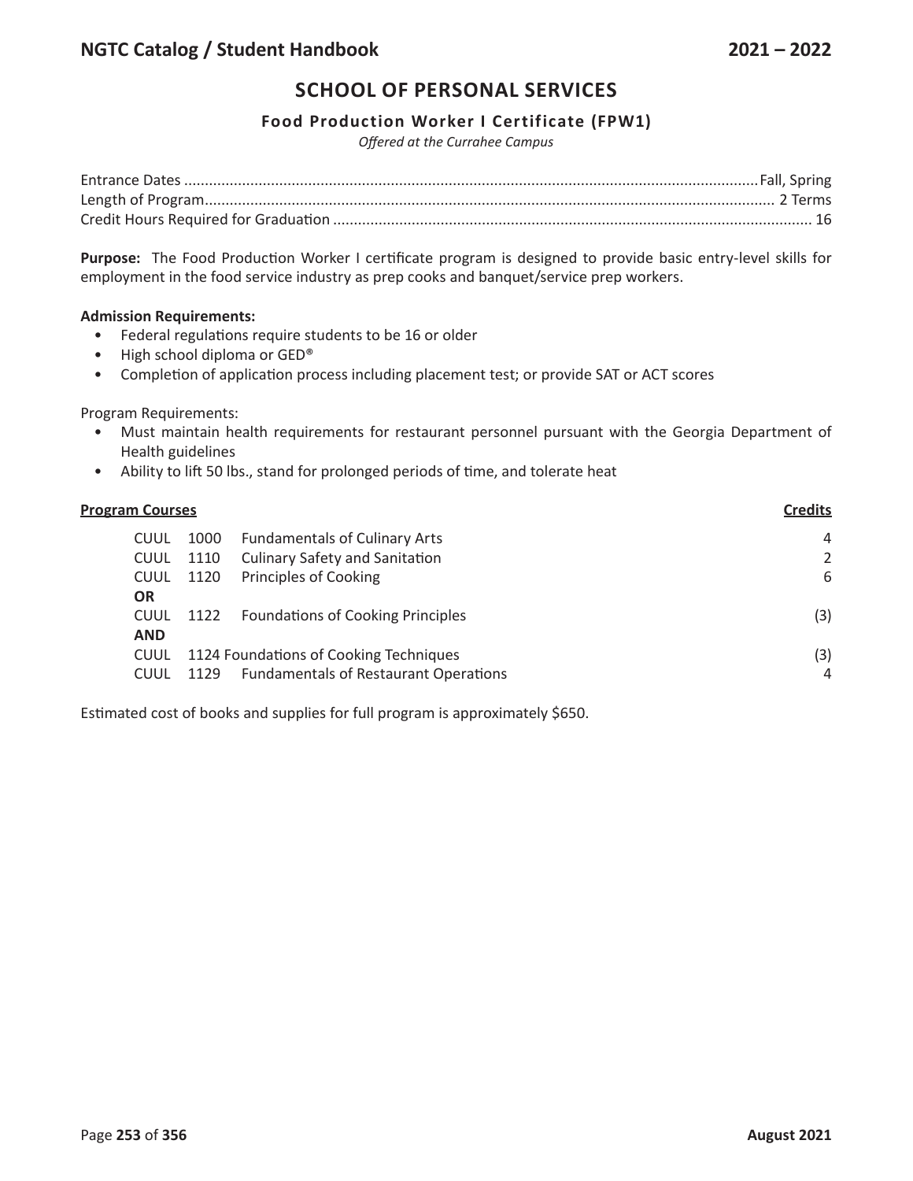# SCHOOL OF PERSONAL SERVICES

### Food Production Worker I Certificate (FPW1)

*Offered at the Currahee Campus*

Entrance Dates ........................................ Fall, Spring
Length of Program ........................................ 2 Terms
Credit Hours Required for Graduation ........................................ 16

**Purpose:** The Food Production Worker I certificate program is designed to provide basic entry-level skills for employment in the food service industry as prep cooks and banquet/service prep workers.

**Admission Requirements:**

- Federal regulations require students to be 16 or older
- High school diploma or GED®
- Completion of application process including placement test; or provide SAT or ACT scores

Program Requirements:

- Must maintain health requirements for restaurant personnel pursuant with the Georgia Department of Health guidelines
- Ability to lift 50 lbs., stand for prolonged periods of time, and tolerate heat

| **Program Courses** | | | **Credits** |
|---|---|---|---|
| CUUL | 1000 | Fundamentals of Culinary Arts | 4 |
| CUUL | 1110 | Culinary Safety and Sanitation | 2 |
| CUUL | 1120 | Principles of Cooking | 6 |
| **OR** | | | |
| CUUL | 1122 | Foundations of Cooking Principles | (3) |
| **AND** | | | |
| CUUL | 1124 | Foundations of Cooking Techniques | (3) |
| CUUL | 1129 | Fundamentals of Restaurant Operations | 4 |

Estimated cost of books and supplies for full program is approximately $650.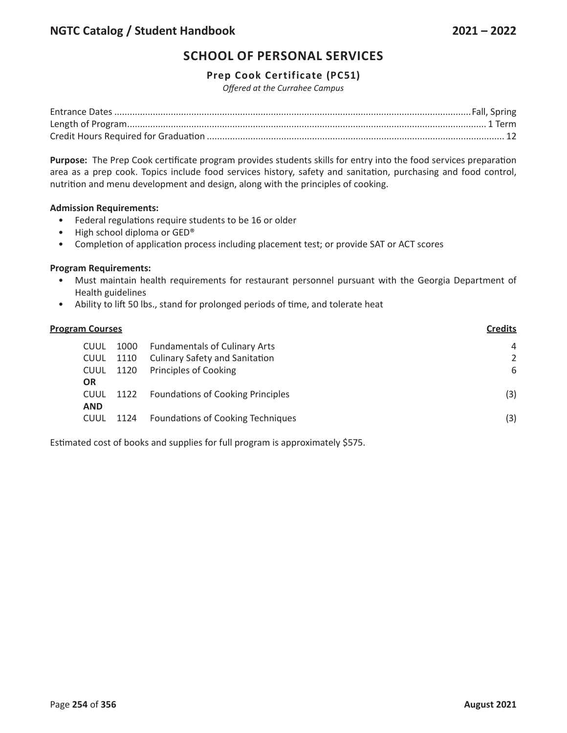## SCHOOL OF PERSONAL SERVICES

### Prep Cook Certificate (PC51)

*Offered at the Currahee Campus*

Entrance Dates .......... Fall, Spring
Length of Program .......... 1 Term
Credit Hours Required for Graduation .......... 12

**Purpose:** The Prep Cook certificate program provides students skills for entry into the food services preparation area as a prep cook. Topics include food services history, safety and sanitation, purchasing and food control, nutrition and menu development and design, along with the principles of cooking.

**Admission Requirements:**

- Federal regulations require students to be 16 or older
- High school diploma or GED®
- Completion of application process including placement test; or provide SAT or ACT scores

**Program Requirements:**

- Must maintain health requirements for restaurant personnel pursuant with the Georgia Department of Health guidelines
- Ability to lift 50 lbs., stand for prolonged periods of time, and tolerate heat

| Program Courses | | | Credits |
|---|---|---|---|
| CUUL | 1000 | Fundamentals of Culinary Arts | 4 |
| CUUL | 1110 | Culinary Safety and Sanitation | 2 |
| CUUL | 1120 | Principles of Cooking | 6 |
| **OR** | | | |
| CUUL | 1122 | Foundations of Cooking Principles | (3) |
| **AND** | | | |
| CUUL | 1124 | Foundations of Cooking Techniques | (3) |

Estimated cost of books and supplies for full program is approximately $575.